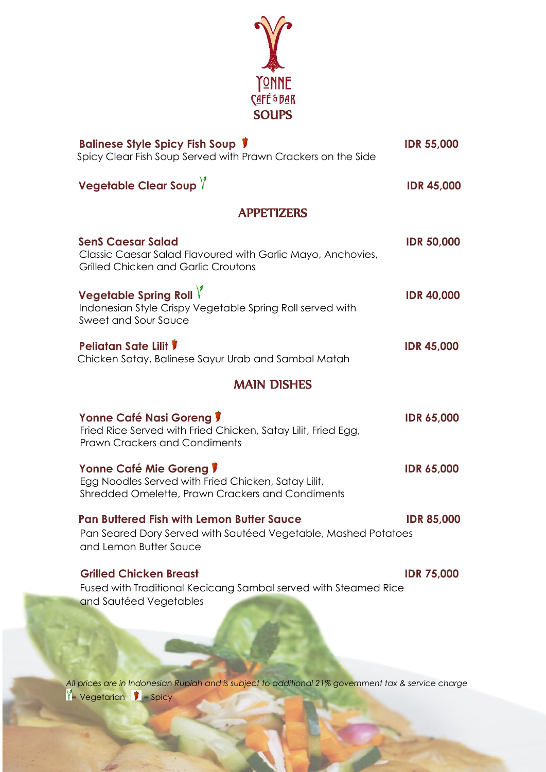# YONNE CAFÉ & BAR

## SOUPS

**Balinese Style Spicy Fish Soup** 🌶 **IDR 55,000**
Spicy Clear Fish Soup Served with Prawn Crackers on the Side

**Vegetable Clear Soup** 🌱 **IDR 45,000**

## APPETIZERS

**SenS Caesar Salad** **IDR 50,000**
Classic Caesar Salad Flavoured with Garlic Mayo, Anchovies, Grilled Chicken and Garlic Croutons

**Vegetable Spring Roll** 🌱 **IDR 40,000**
Indonesian Style Crispy Vegetable Spring Roll served with Sweet and Sour Sauce

**Peliatan Sate Lilit** 🌶 **IDR 45,000**
Chicken Satay, Balinese Sayur Urab and Sambal Matah

## MAIN DISHES

**Yonne Café Nasi Goreng** 🌶 **IDR 65,000**
Fried Rice Served with Fried Chicken, Satay Lilit, Fried Egg, Prawn Crackers and Condiments

**Yonne Café Mie Goreng** 🌶 **IDR 65,000**
Egg Noodles Served with Fried Chicken, Satay Lilit, Shredded Omelette, Prawn Crackers and Condiments

**Pan Buttered Fish with Lemon Butter Sauce** **IDR 85,000**
Pan Seared Dory Served with Sautéed Vegetable, Mashed Potatoes and Lemon Butter Sauce

**Grilled Chicken Breast** **IDR 75,000**
Fused with Traditional Kecicang Sambal served with Steamed Rice and Sautéed Vegetables

*All prices are in Indonesian Rupiah and is subject to additional 21% government tax & service charge*

🌱 = Vegetarian 🌶 = Spicy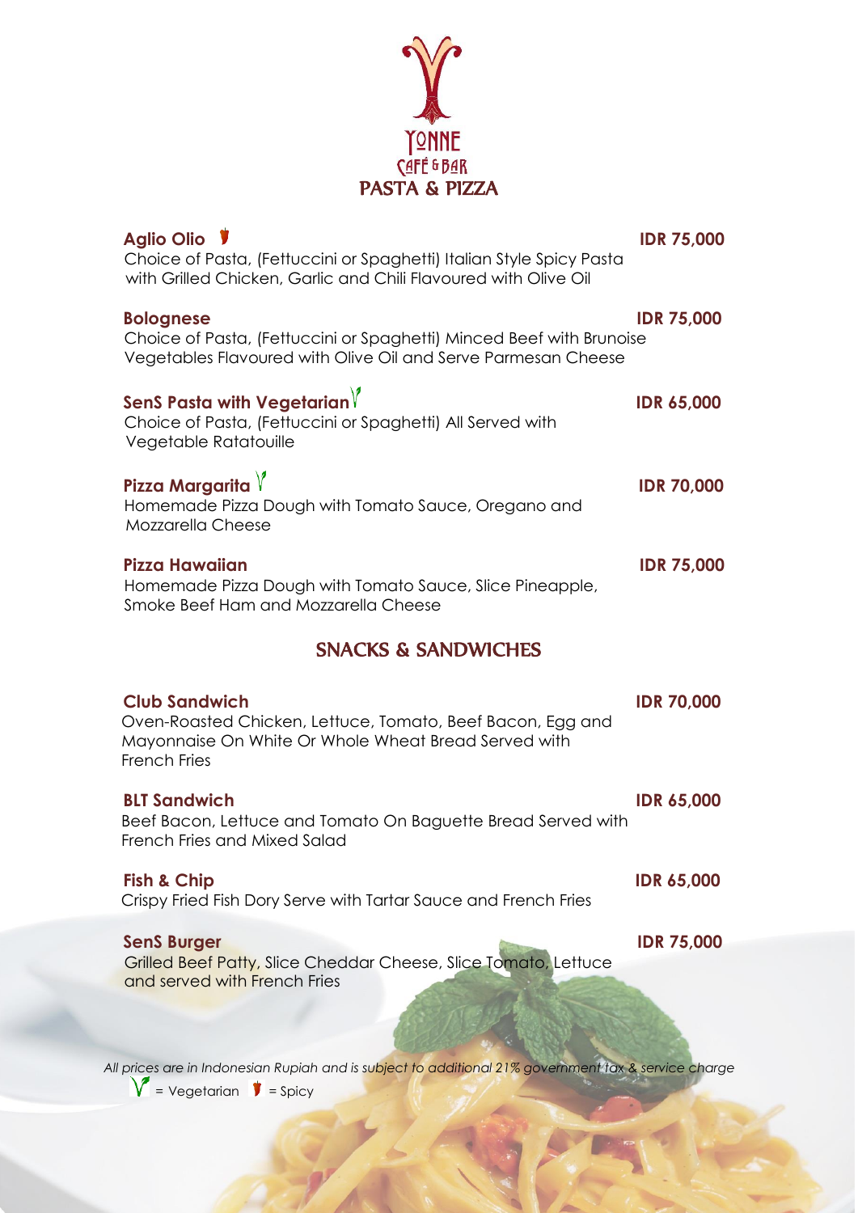# YONNE CAFÉ & BAR

## PASTA & PIZZA

**Aglio Olio** 🌶 — **IDR 75,000**
Choice of Pasta, (Fettuccini or Spaghetti) Italian Style Spicy Pasta with Grilled Chicken, Garlic and Chili Flavoured with Olive Oil

**Bolognese** — **IDR 75,000**
Choice of Pasta, (Fettuccini or Spaghetti) Minced Beef with Brunoise Vegetables Flavoured with Olive Oil and Serve Parmesan Cheese

**SenS Pasta with Vegetarian** V — **IDR 65,000**
Choice of Pasta, (Fettuccini or Spaghetti) All Served with Vegetable Ratatouille

**Pizza Margarita** V — **IDR 70,000**
Homemade Pizza Dough with Tomato Sauce, Oregano and Mozzarella Cheese

**Pizza Hawaiian** — **IDR 75,000**
Homemade Pizza Dough with Tomato Sauce, Slice Pineapple, Smoke Beef Ham and Mozzarella Cheese

## SNACKS & SANDWICHES

**Club Sandwich** — **IDR 70,000**
Oven-Roasted Chicken, Lettuce, Tomato, Beef Bacon, Egg and Mayonnaise On White Or Whole Wheat Bread Served with French Fries

**BLT Sandwich** — **IDR 65,000**
Beef Bacon, Lettuce and Tomato On Baguette Bread Served with French Fries and Mixed Salad

**Fish & Chip** — **IDR 65,000**
Crispy Fried Fish Dory Serve with Tartar Sauce and French Fries

**SenS Burger** — **IDR 75,000**
Grilled Beef Patty, Slice Cheddar Cheese, Slice Tomato, Lettuce and served with French Fries

*All prices are in Indonesian Rupiah and is subject to additional 21% government tax & service charge*

V = Vegetarian 🌶 = Spicy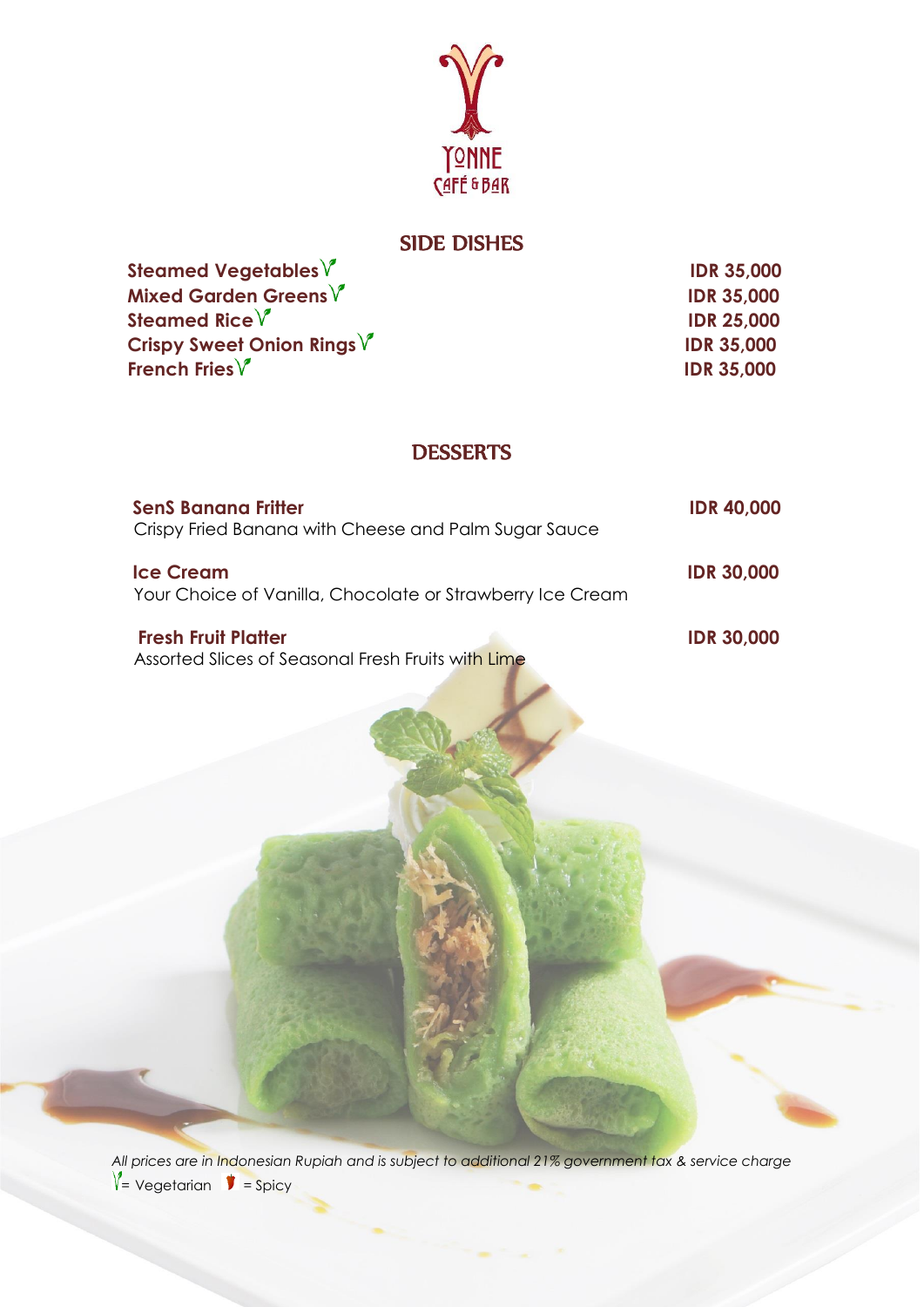YONNE
CAFÉ & BAR

## SIDE DISHES

| | |
|---|---|
| **Steamed Vegetables** V | **IDR 35,000** |
| **Mixed Garden Greens** V | **IDR 35,000** |
| **Steamed Rice** V | **IDR 25,000** |
| **Crispy Sweet Onion Rings** V | **IDR 35,000** |
| **French Fries** V | **IDR 35,000** |

## DESSERTS

**SenS Banana Fritter** — **IDR 40,000**
Crispy Fried Banana with Cheese and Palm Sugar Sauce

**Ice Cream** — **IDR 30,000**
Your Choice of Vanilla, Chocolate or Strawberry Ice Cream

**Fresh Fruit Platter** — **IDR 30,000**
Assorted Slices of Seasonal Fresh Fruits with Lime

*All prices are in Indonesian Rupiah and is subject to additional 21% government tax & service charge*

V = Vegetarian = Spicy